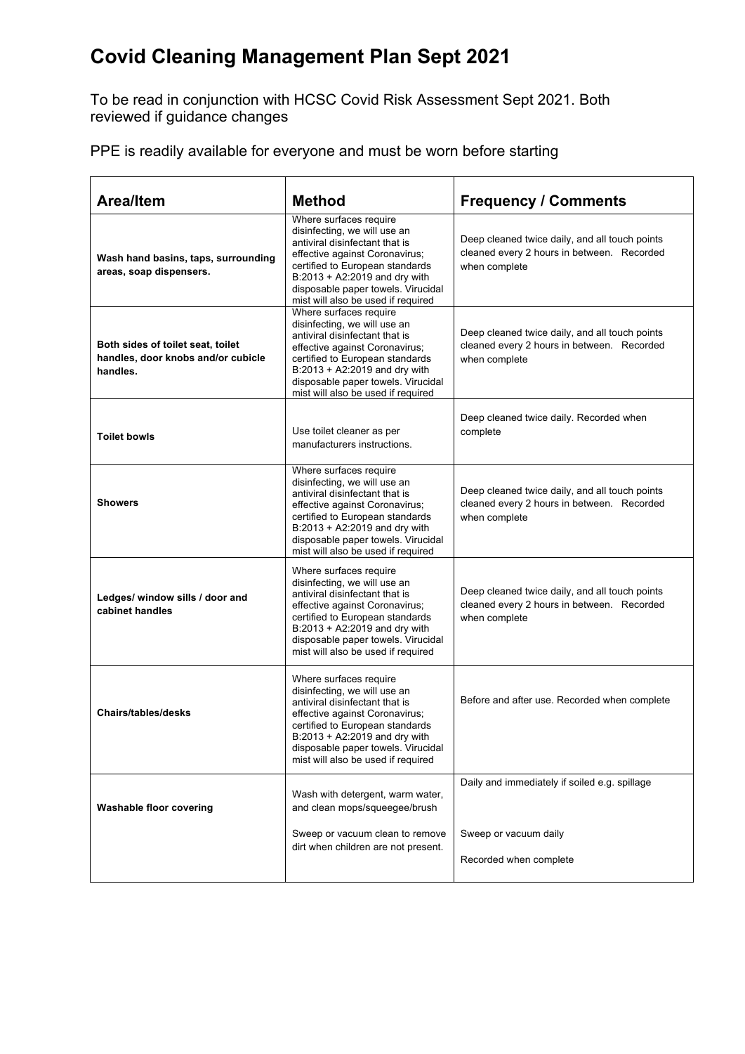# Covid Cleaning Management Plan Sept 2021

To be read in conjunction with HCSC Covid Risk Assessment Sept 2021. Both reviewed if guidance changes

PPE is readily available for everyone and must be worn before starting

| Area/Item | Method | Frequency / Comments |
|---|---|---|
| **Wash hand basins, taps, surrounding areas, soap dispensers.** | Where surfaces require disinfecting, we will use an antiviral disinfectant that is effective against Coronavirus; certified to European standards B:2013 + A2:2019 and dry with disposable paper towels. Virucidal mist will also be used if required | Deep cleaned twice daily, and all touch points cleaned every 2 hours in between. Recorded when complete |
| **Both sides of toilet seat, toilet handles, door knobs and/or cubicle handles.** | Where surfaces require disinfecting, we will use an antiviral disinfectant that is effective against Coronavirus; certified to European standards B:2013 + A2:2019 and dry with disposable paper towels. Virucidal mist will also be used if required | Deep cleaned twice daily, and all touch points cleaned every 2 hours in between. Recorded when complete |
| **Toilet bowls** | Use toilet cleaner as per manufacturers instructions. | Deep cleaned twice daily. Recorded when complete |
| **Showers** | Where surfaces require disinfecting, we will use an antiviral disinfectant that is effective against Coronavirus; certified to European standards B:2013 + A2:2019 and dry with disposable paper towels. Virucidal mist will also be used if required | Deep cleaned twice daily, and all touch points cleaned every 2 hours in between. Recorded when complete |
| **Ledges/ window sills / door and cabinet handles** | Where surfaces require disinfecting, we will use an antiviral disinfectant that is effective against Coronavirus; certified to European standards B:2013 + A2:2019 and dry with disposable paper towels. Virucidal mist will also be used if required | Deep cleaned twice daily, and all touch points cleaned every 2 hours in between. Recorded when complete |
| **Chairs/tables/desks** | Where surfaces require disinfecting, we will use an antiviral disinfectant that is effective against Coronavirus; certified to European standards B:2013 + A2:2019 and dry with disposable paper towels. Virucidal mist will also be used if required | Before and after use. Recorded when complete |
| **Washable floor covering** | Wash with detergent, warm water, and clean mops/squeegee/brush<br><br>Sweep or vacuum clean to remove dirt when children are not present. | Daily and immediately if soiled e.g. spillage<br><br>Sweep or vacuum daily<br><br>Recorded when complete |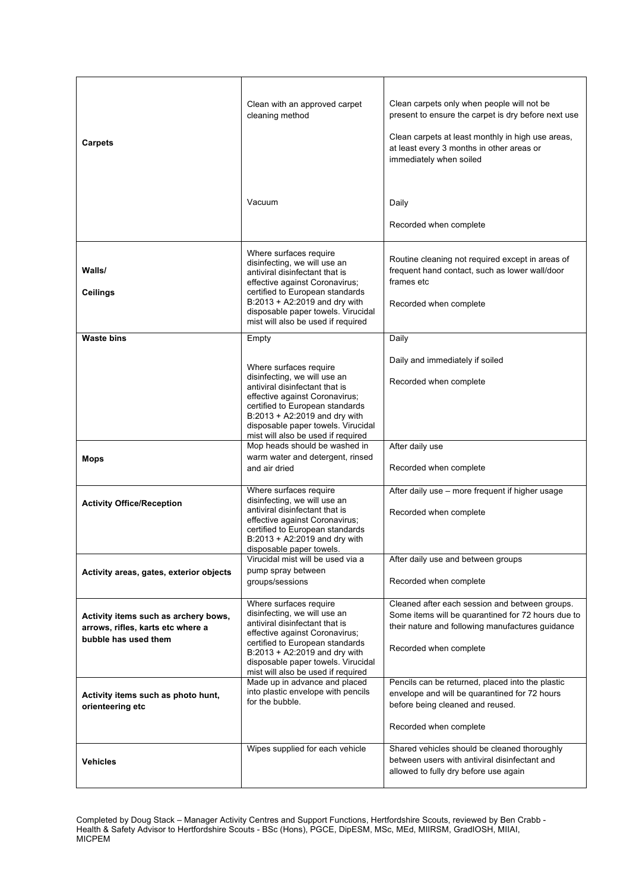| | | |
|---|---|---|
| **Carpets** | Clean with an approved carpet cleaning method<br><br>Vacuum | Clean carpets only when people will not be present to ensure the carpet is dry before next use<br><br>Clean carpets at least monthly in high use areas, at least every 3 months in other areas or immediately when soiled<br><br>Daily<br><br>Recorded when complete |
| **Walls/**<br><br>**Ceilings** | Where surfaces require disinfecting, we will use an antiviral disinfectant that is effective against Coronavirus; certified to European standards B:2013 + A2:2019 and dry with disposable paper towels. Virucidal mist will also be used if required | Routine cleaning not required except in areas of frequent hand contact, such as lower wall/door frames etc<br><br>Recorded when complete |
| **Waste bins** | Empty<br><br>Where surfaces require disinfecting, we will use an antiviral disinfectant that is effective against Coronavirus; certified to European standards B:2013 + A2:2019 and dry with disposable paper towels. Virucidal mist will also be used if required | Daily<br><br>Daily and immediately if soiled<br><br>Recorded when complete |
| **Mops** | Mop heads should be washed in warm water and detergent, rinsed and air dried | After daily use<br><br>Recorded when complete |
| **Activity Office/Reception** | Where surfaces require disinfecting, we will use an antiviral disinfectant that is effective against Coronavirus; certified to European standards B:2013 + A2:2019 and dry with disposable paper towels. | After daily use – more frequent if higher usage<br><br>Recorded when complete |
| **Activity areas, gates, exterior objects** | Virucidal mist will be used via a pump spray between groups/sessions | After daily use and between groups<br><br>Recorded when complete |
| **Activity items such as archery bows, arrows, rifles, karts etc where a bubble has used them** | Where surfaces require disinfecting, we will use an antiviral disinfectant that is effective against Coronavirus; certified to European standards B:2013 + A2:2019 and dry with disposable paper towels. Virucidal mist will also be used if required | Cleaned after each session and between groups. Some items will be quarantined for 72 hours due to their nature and following manufactures guidance<br><br>Recorded when complete |
| **Activity items such as photo hunt, orienteering etc** | Made up in advance and placed into plastic envelope with pencils for the bubble. | Pencils can be returned, placed into the plastic envelope and will be quarantined for 72 hours before being cleaned and reused.<br><br>Recorded when complete |
| **Vehicles** | Wipes supplied for each vehicle | Shared vehicles should be cleaned thoroughly between users with antiviral disinfectant and allowed to fully dry before use again |

Completed by Doug Stack – Manager Activity Centres and Support Functions, Hertfordshire Scouts, reviewed by Ben Crabb - Health & Safety Advisor to Hertfordshire Scouts - BSc (Hons), PGCE, DipESM, MSc, MEd, MIIRSM, GradIOSH, MIIAI, MICPEM